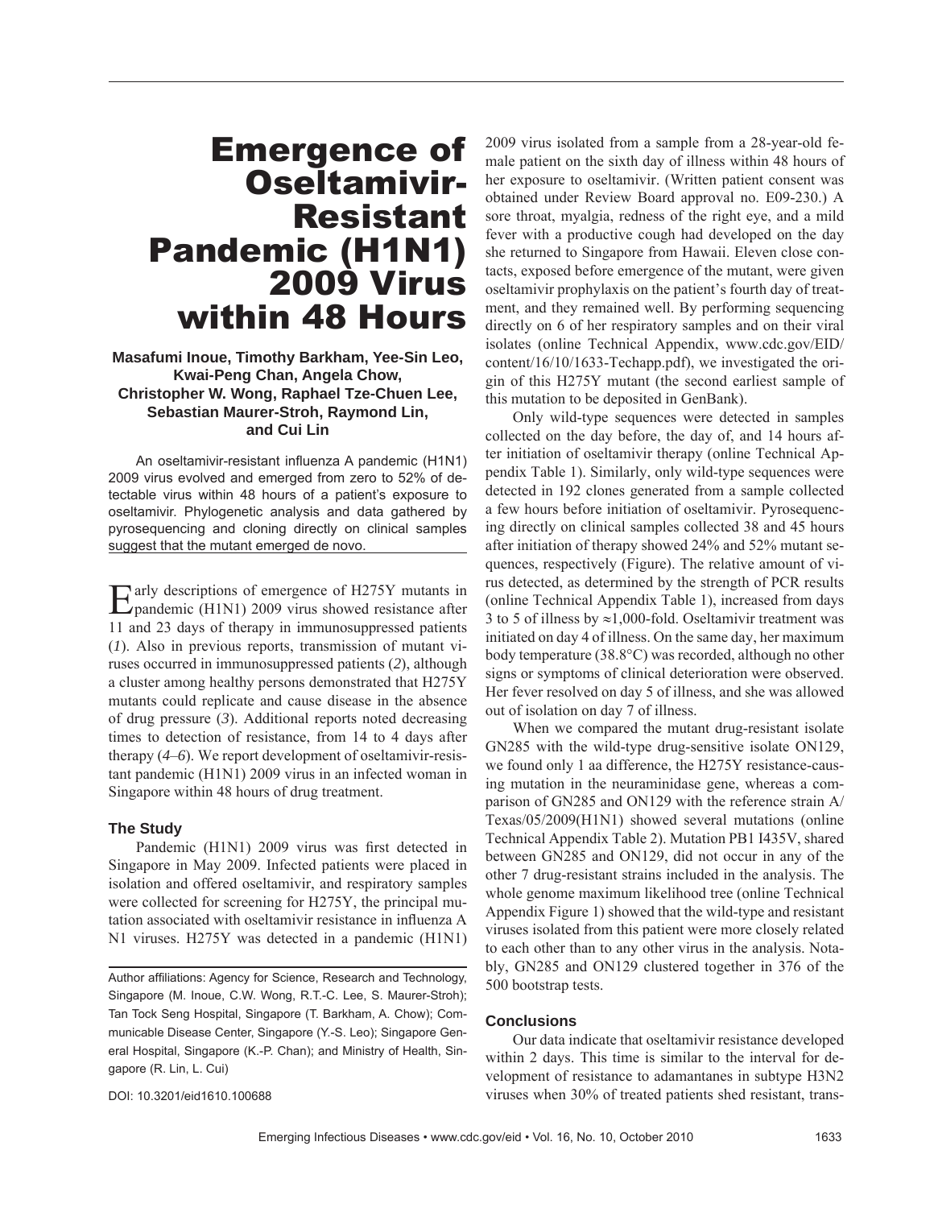# Emergence of Oseltamivir-Resistant Pandemic (H1N1) 2009 Virus within 48 Hours

**Masafumi Inoue, Timothy Barkham, Yee-Sin Leo, Kwai-Peng Chan, Angela Chow, Christopher W. Wong, Raphael Tze-Chuen Lee, Sebastian Maurer-Stroh, Raymond Lin, and Cui Lin**

An oseltamivir-resistant influenza A pandemic (H1N1) 2009 virus evolved and emerged from zero to 52% of detectable virus within 48 hours of a patient's exposure to oseltamivir. Phylogenetic analysis and data gathered by pyrosequencing and cloning directly on clinical samples suggest that the mutant emerged de novo.

Early descriptions of emergence of H275Y mutants in pandemic (H1N1) 2009 virus showed resistance after 11 and 23 days of therapy in immunosuppressed patients (*1*). Also in previous reports, transmission of mutant viruses occurred in immunosuppressed patients (*2*), although a cluster among healthy persons demonstrated that H275Y mutants could replicate and cause disease in the absence of drug pressure (*3*). Additional reports noted decreasing times to detection of resistance, from 14 to 4 days after therapy (*4*–*6*). We report development of oseltamivir-resistant pandemic (H1N1) 2009 virus in an infected woman in Singapore within 48 hours of drug treatment.

## The Study

Pandemic (H1N1) 2009 virus was first detected in Singapore in May 2009. Infected patients were placed in isolation and offered oseltamivir, and respiratory samples were collected for screening for H275Y, the principal mutation associated with oseltamivir resistance in influenza A N1 viruses. H275Y was detected in a pandemic (H1N1) 2009 virus isolated from a sample from a 28-year-old female patient on the sixth day of illness within 48 hours of her exposure to oseltamivir. (Written patient consent was obtained under Review Board approval no. E09-230.) A sore throat, myalgia, redness of the right eye, and a mild fever with a productive cough had developed on the day she returned to Singapore from Hawaii. Eleven close contacts, exposed before emergence of the mutant, were given oseltamivir prophylaxis on the patient's fourth day of treatment, and they remained well. By performing sequencing directly on 6 of her respiratory samples and on their viral isolates (online Technical Appendix, www.cdc.gov/EID/content/16/10/1633-Techapp.pdf), we investigated the origin of this H275Y mutant (the second earliest sample of this mutation to be deposited in GenBank).

Only wild-type sequences were detected in samples collected on the day before, the day of, and 14 hours after initiation of oseltamivir therapy (online Technical Appendix Table 1). Similarly, only wild-type sequences were detected in 192 clones generated from a sample collected a few hours before initiation of oseltamivir. Pyrosequencing directly on clinical samples collected 38 and 45 hours after initiation of therapy showed 24% and 52% mutant sequences, respectively (Figure). The relative amount of virus detected, as determined by the strength of PCR results (online Technical Appendix Table 1), increased from days 3 to 5 of illness by ≈1,000-fold. Oseltamivir treatment was initiated on day 4 of illness. On the same day, her maximum body temperature (38.8°C) was recorded, although no other signs or symptoms of clinical deterioration were observed. Her fever resolved on day 5 of illness, and she was allowed out of isolation on day 7 of illness.

When we compared the mutant drug-resistant isolate GN285 with the wild-type drug-sensitive isolate ON129, we found only 1 aa difference, the H275Y resistance-causing mutation in the neuraminidase gene, whereas a comparison of GN285 and ON129 with the reference strain A/Texas/05/2009(H1N1) showed several mutations (online Technical Appendix Table 2). Mutation PB1 I435V, shared between GN285 and ON129, did not occur in any of the other 7 drug-resistant strains included in the analysis. The whole genome maximum likelihood tree (online Technical Appendix Figure 1) showed that the wild-type and resistant viruses isolated from this patient were more closely related to each other than to any other virus in the analysis. Notably, GN285 and ON129 clustered together in 376 of the 500 bootstrap tests.

## Conclusions

Our data indicate that oseltamivir resistance developed within 2 days. This time is similar to the interval for development of resistance to adamantanes in subtype H3N2 viruses when 30% of treated patients shed resistant, trans-

Author affiliations: Agency for Science, Research and Technology, Singapore (M. Inoue, C.W. Wong, R.T.-C. Lee, S. Maurer-Stroh); Tan Tock Seng Hospital, Singapore (T. Barkham, A. Chow); Communicable Disease Center, Singapore (Y.-S. Leo); Singapore General Hospital, Singapore (K.-P. Chan); and Ministry of Health, Singapore (R. Lin, L. Cui)

DOI: 10.3201/eid1610.100688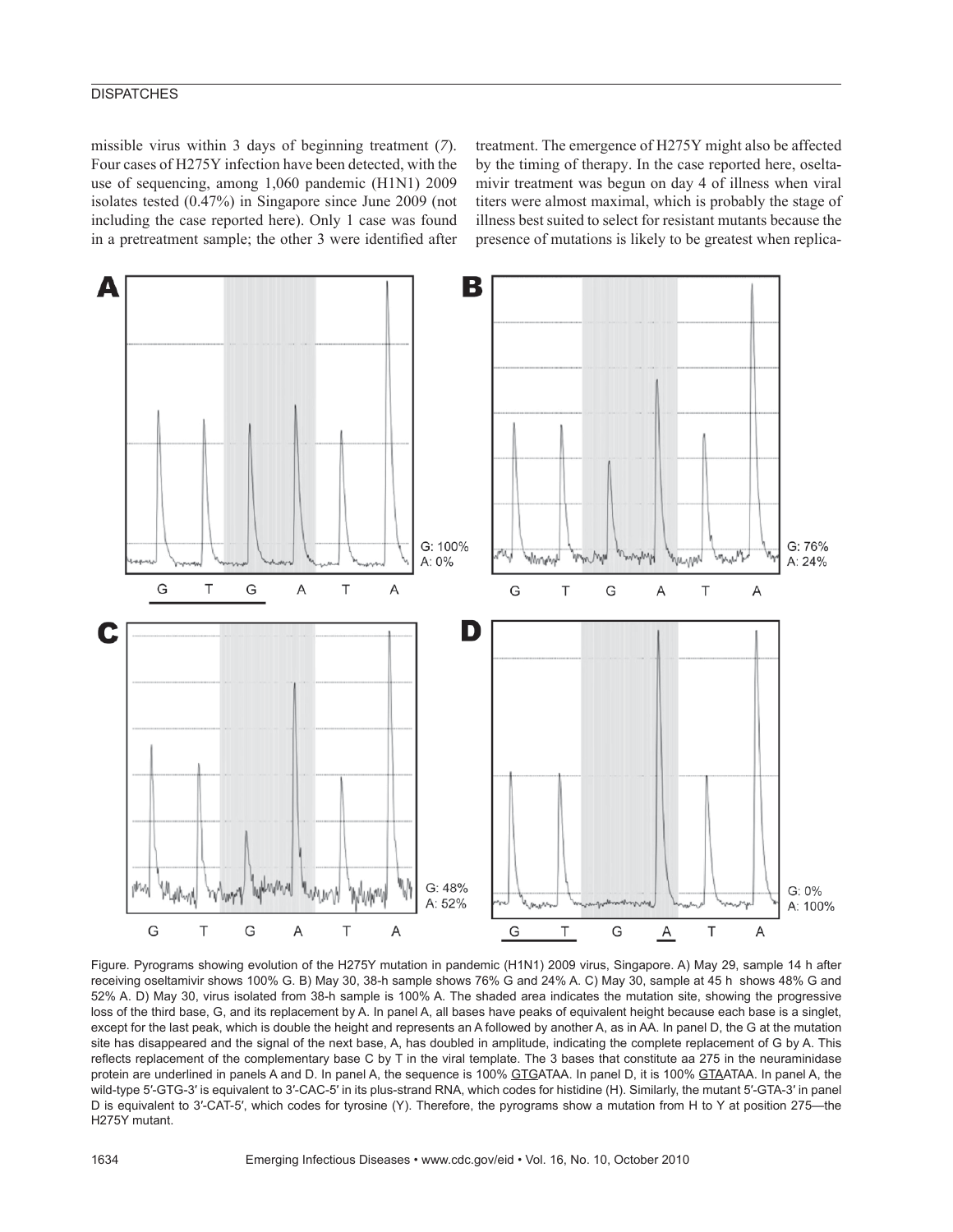missible virus within 3 days of beginning treatment (*7*). Four cases of H275Y infection have been detected, with the use of sequencing, among 1,060 pandemic (H1N1) 2009 isolates tested (0.47%) in Singapore since June 2009 (not including the case reported here). Only 1 case was found in a pretreatment sample; the other 3 were identified after treatment. The emergence of H275Y might also be affected by the timing of therapy. In the case reported here, oseltamivir treatment was begun on day 4 of illness when viral titers were almost maximal, which is probably the stage of illness best suited to select for resistant mutants because the presence of mutations is likely to be greatest when replica-

Figure. Pyrograms showing evolution of the H275Y mutation in pandemic (H1N1) 2009 virus, Singapore. A) May 29, sample 14 h after receiving oseltamivir shows 100% G. B) May 30, 38-h sample shows 76% G and 24% A. C) May 30, sample at 45 h shows 48% G and 52% A. D) May 30, virus isolated from 38-h sample is 100% A. The shaded area indicates the mutation site, showing the progressive loss of the third base, G, and its replacement by A. In panel A, all bases have peaks of equivalent height because each base is a singlet, except for the last peak, which is double the height and represents an A followed by another A, as in AA. In panel D, the G at the mutation site has disappeared and the signal of the next base, A, has doubled in amplitude, indicating the complete replacement of G by A. This reflects replacement of the complementary base C by T in the viral template. The 3 bases that constitute aa 275 in the neuraminidase protein are underlined in panels A and D. In panel A, the sequence is 100% GTGATAA. In panel D, it is 100% GTAATAA. In panel A, the wild-type 5′-GTG-3′ is equivalent to 3′-CAC-5′ in its plus-strand RNA, which codes for histidine (H). Similarly, the mutant 5′-GTA-3′ in panel D is equivalent to 3′-CAT-5′, which codes for tyrosine (Y). Therefore, the pyrograms show a mutation from H to Y at position 275—the H275Y mutant.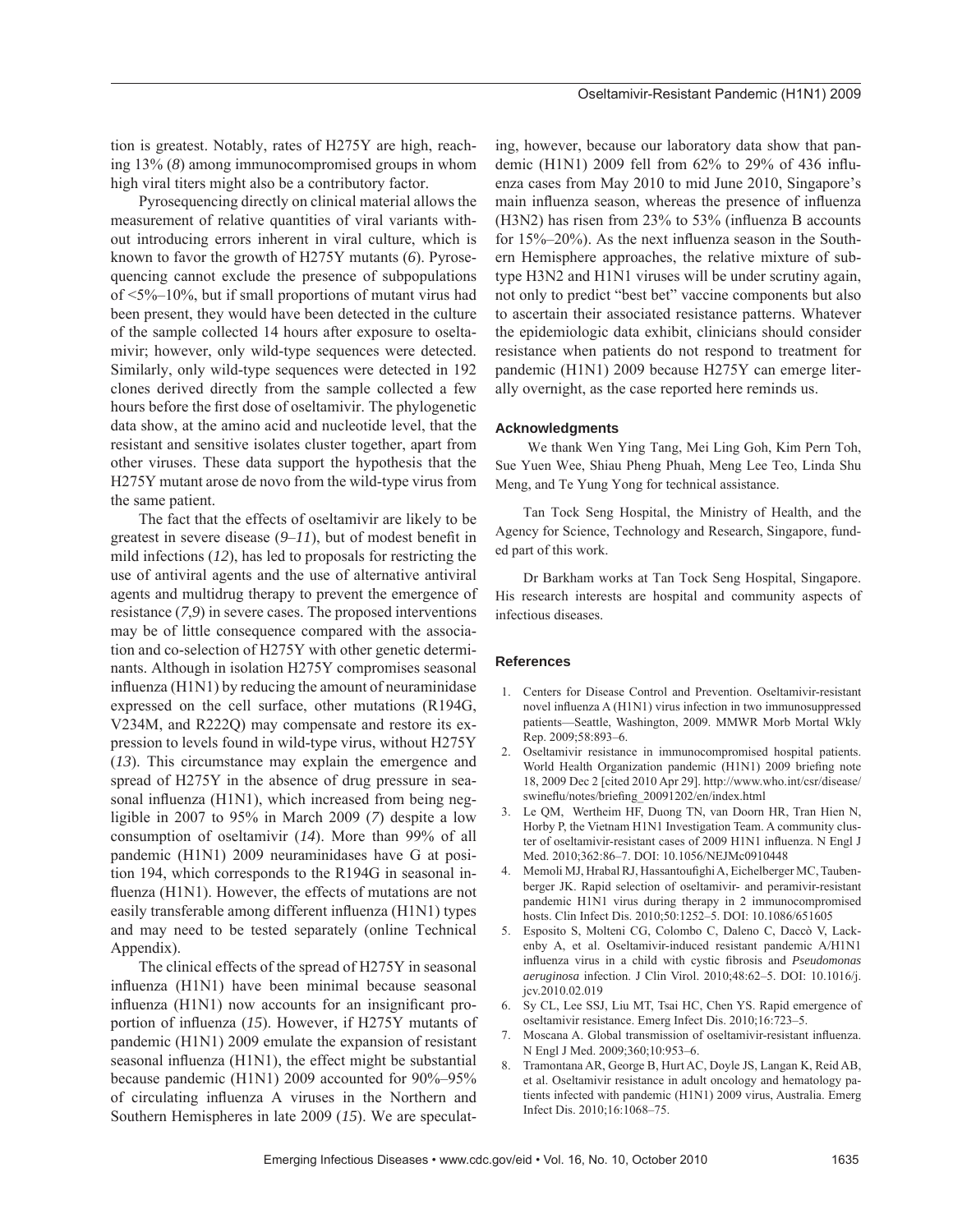tion is greatest. Notably, rates of H275Y are high, reaching 13% (*8*) among immunocompromised groups in whom high viral titers might also be a contributory factor.

Pyrosequencing directly on clinical material allows the measurement of relative quantities of viral variants without introducing errors inherent in viral culture, which is known to favor the growth of H275Y mutants (*6*). Pyrosequencing cannot exclude the presence of subpopulations of <5%–10%, but if small proportions of mutant virus had been present, they would have been detected in the culture of the sample collected 14 hours after exposure to oseltamivir; however, only wild-type sequences were detected. Similarly, only wild-type sequences were detected in 192 clones derived directly from the sample collected a few hours before the first dose of oseltamivir. The phylogenetic data show, at the amino acid and nucleotide level, that the resistant and sensitive isolates cluster together, apart from other viruses. These data support the hypothesis that the H275Y mutant arose de novo from the wild-type virus from the same patient.

The fact that the effects of oseltamivir are likely to be greatest in severe disease (*9*–*11*), but of modest benefit in mild infections (*12*), has led to proposals for restricting the use of antiviral agents and the use of alternative antiviral agents and multidrug therapy to prevent the emergence of resistance (*7*,*9*) in severe cases. The proposed interventions may be of little consequence compared with the association and co-selection of H275Y with other genetic determinants. Although in isolation H275Y compromises seasonal influenza (H1N1) by reducing the amount of neuraminidase expressed on the cell surface, other mutations (R194G, V234M, and R222Q) may compensate and restore its expression to levels found in wild-type virus, without H275Y (*13*). This circumstance may explain the emergence and spread of H275Y in the absence of drug pressure in seasonal influenza (H1N1), which increased from being negligible in 2007 to 95% in March 2009 (*7*) despite a low consumption of oseltamivir (*14*). More than 99% of all pandemic (H1N1) 2009 neuraminidases have G at position 194, which corresponds to the R194G in seasonal influenza (H1N1). However, the effects of mutations are not easily transferable among different influenza (H1N1) types and may need to be tested separately (online Technical Appendix).

The clinical effects of the spread of H275Y in seasonal influenza (H1N1) have been minimal because seasonal influenza (H1N1) now accounts for an insignificant proportion of influenza (*15*). However, if H275Y mutants of pandemic (H1N1) 2009 emulate the expansion of resistant seasonal influenza (H1N1), the effect might be substantial because pandemic (H1N1) 2009 accounted for 90%–95% of circulating influenza A viruses in the Northern and Southern Hemispheres in late 2009 (*15*). We are speculating, however, because our laboratory data show that pandemic (H1N1) 2009 fell from 62% to 29% of 436 influenza cases from May 2010 to mid June 2010, Singapore's main influenza season, whereas the presence of influenza (H3N2) has risen from 23% to 53% (influenza B accounts for 15%–20%). As the next influenza season in the Southern Hemisphere approaches, the relative mixture of subtype H3N2 and H1N1 viruses will be under scrutiny again, not only to predict "best bet" vaccine components but also to ascertain their associated resistance patterns. Whatever the epidemiologic data exhibit, clinicians should consider resistance when patients do not respond to treatment for pandemic (H1N1) 2009 because H275Y can emerge literally overnight, as the case reported here reminds us.

#### Acknowledgments

We thank Wen Ying Tang, Mei Ling Goh, Kim Pern Toh, Sue Yuen Wee, Shiau Pheng Phuah, Meng Lee Teo, Linda Shu Meng, and Te Yung Yong for technical assistance.

Tan Tock Seng Hospital, the Ministry of Health, and the Agency for Science, Technology and Research, Singapore, funded part of this work.

Dr Barkham works at Tan Tock Seng Hospital, Singapore. His research interests are hospital and community aspects of infectious diseases.

## References

1. Centers for Disease Control and Prevention. Oseltamivir-resistant novel influenza A (H1N1) virus infection in two immunosuppressed patients—Seattle, Washington, 2009. MMWR Morb Mortal Wkly Rep. 2009;58:893–6.
2. Oseltamivir resistance in immunocompromised hospital patients. World Health Organization pandemic (H1N1) 2009 briefing note 18, 2009 Dec 2 [cited 2010 Apr 29]. http://www.who.int/csr/disease/swineflu/notes/briefing_20091202/en/index.html
3. Le QM, Wertheim HF, Duong TN, van Doorn HR, Tran Hien N, Horby P, the Vietnam H1N1 Investigation Team. A community cluster of oseltamivir-resistant cases of 2009 H1N1 influenza. N Engl J Med. 2010;362:86–7. DOI: 10.1056/NEJMc0910448
4. Memoli MJ, Hrabal RJ, Hassantoufighi A, Eichelberger MC, Taubenberger JK. Rapid selection of oseltamivir- and peramivir-resistant pandemic H1N1 virus during therapy in 2 immunocompromised hosts. Clin Infect Dis. 2010;50:1252–5. DOI: 10.1086/651605
5. Esposito S, Molteni CG, Colombo C, Daleno C, Daccò V, Lackenby A, et al. Oseltamivir-induced resistant pandemic A/H1N1 influenza virus in a child with cystic fibrosis and *Pseudomonas aeruginosa* infection. J Clin Virol. 2010;48:62–5. DOI: 10.1016/j.jcv.2010.02.019
6. Sy CL, Lee SSJ, Liu MT, Tsai HC, Chen YS. Rapid emergence of oseltamivir resistance. Emerg Infect Dis. 2010;16:723–5.
7. Moscana A. Global transmission of oseltamivir-resistant influenza. N Engl J Med. 2009;360;10:953–6.
8. Tramontana AR, George B, Hurt AC, Doyle JS, Langan K, Reid AB, et al. Oseltamivir resistance in adult oncology and hematology patients infected with pandemic (H1N1) 2009 virus, Australia. Emerg Infect Dis. 2010;16:1068–75.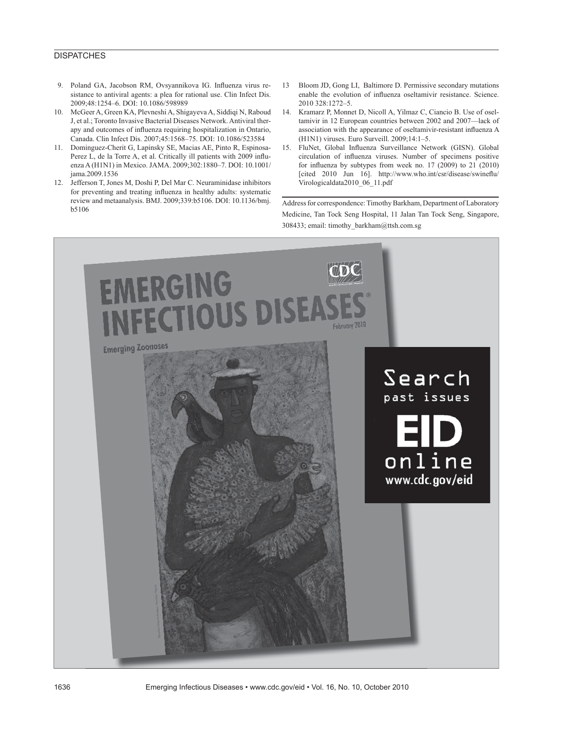9. Poland GA, Jacobson RM, Ovsyannikova IG. Influenza virus resistance to antiviral agents: a plea for rational use. Clin Infect Dis. 2009;48:1254–6. DOI: 10.1086/598989
10. McGeer A, Green KA, Plevneshi A, Shigayeva A, Siddiqi N, Raboud J, et al.; Toronto Invasive Bacterial Diseases Network. Antiviral therapy and outcomes of influenza requiring hospitalization in Ontario, Canada. Clin Infect Dis. 2007;45:1568–75. DOI: 10.1086/523584
11. Dominguez-Cherit G, Lapinsky SE, Macias AE, Pinto R, Espinosa-Perez L, de la Torre A, et al. Critically ill patients with 2009 influenza A (H1N1) in Mexico. JAMA. 2009;302:1880–7. DOI: 10.1001/jama.2009.1536
12. Jefferson T, Jones M, Doshi P, Del Mar C. Neuraminidase inhibitors for preventing and treating influenza in healthy adults: systematic review and metaanalysis. BMJ. 2009;339:b5106. DOI: 10.1136/bmj.b5106
13. Bloom JD, Gong LI, Baltimore D. Permissive secondary mutations enable the evolution of influenza oseltamivir resistance. Science. 2010 328:1272–5.
14. Kramarz P, Monnet D, Nicoll A, Yilmaz C, Ciancio B. Use of oseltamivir in 12 European countries between 2002 and 2007—lack of association with the appearance of oseltamivir-resistant influenza A (H1N1) viruses. Euro Surveill. 2009;14:1–5.
15. FluNet, Global Influenza Surveillance Network (GISN). Global circulation of influenza viruses. Number of specimens positive for influenza by subtypes from week no. 17 (2009) to 21 (2010) [cited 2010 Jun 16]. http://www.who.int/csr/disease/swineflu/Virologicaldata2010_06_11.pdf

Address for correspondence: Timothy Barkham, Department of Laboratory Medicine, Tan Tock Seng Hospital, 11 Jalan Tan Tock Seng, Singapore, 308433; email: timothy_barkham@ttsh.com.sg